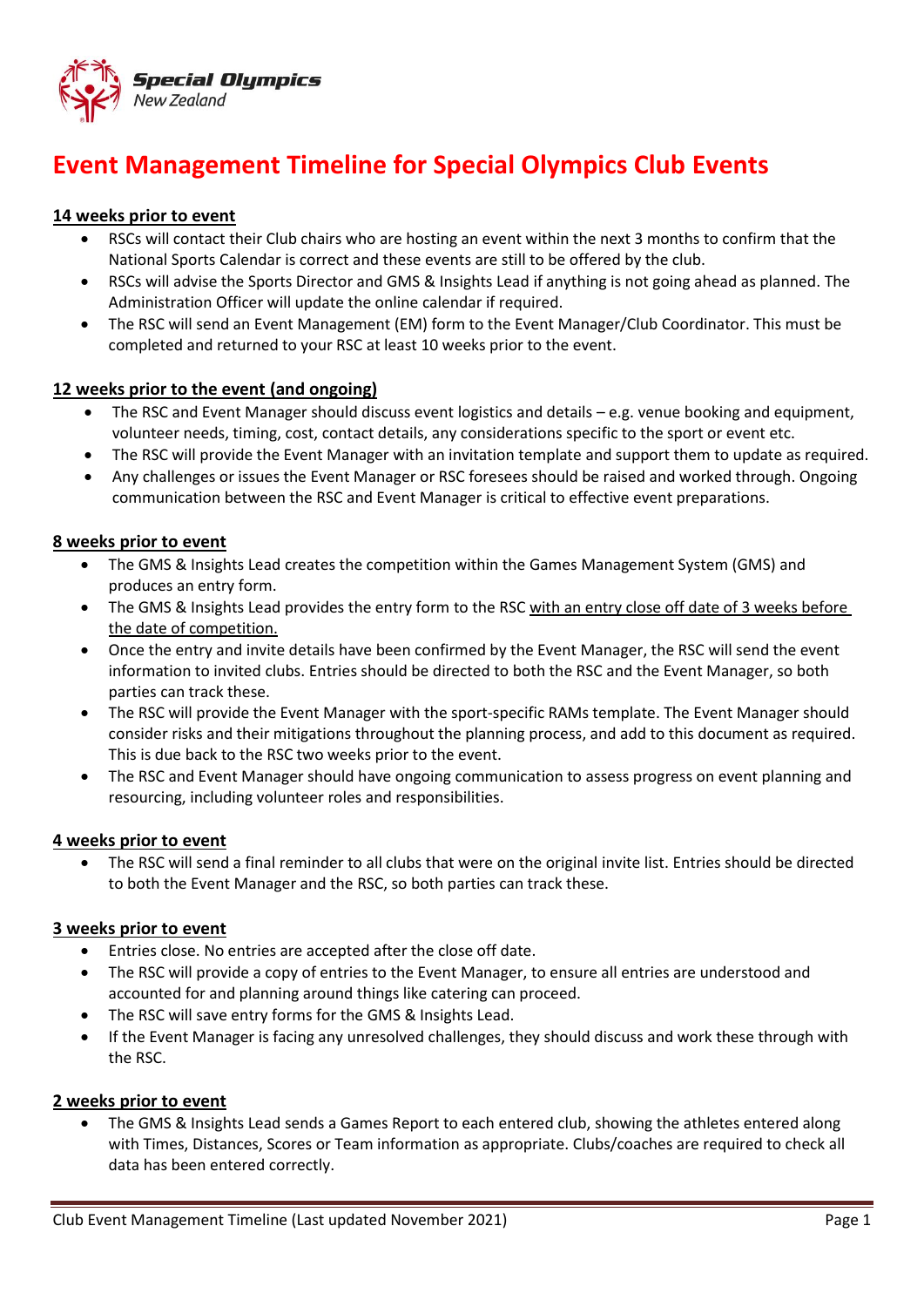# Event Management Timeline for Special Olympics Club Events

## 14 weeks prior to event

- RSCs will contact their Club chairs who are hosting an event within the next 3 months to confirm that the National Sports Calendar is correct and these events are still to be offered by the club.
- RSCs will advise the Sports Director and GMS & Insights Lead if anything is not going ahead as planned. The Administration Officer will update the online calendar if required.
- The RSC will send an Event Management (EM) form to the Event Manager/Club Coordinator. This must be completed and returned to your RSC at least 10 weeks prior to the event.

## 12 weeks prior to the event (and ongoing)

- The RSC and Event Manager should discuss event logistics and details – e.g. venue booking and equipment, volunteer needs, timing, cost, contact details, any considerations specific to the sport or event etc.
- The RSC will provide the Event Manager with an invitation template and support them to update as required.
- Any challenges or issues the Event Manager or RSC foresees should be raised and worked through. Ongoing communication between the RSC and Event Manager is critical to effective event preparations.

## 8 weeks prior to event

- The GMS & Insights Lead creates the competition within the Games Management System (GMS) and produces an entry form.
- The GMS & Insights Lead provides the entry form to the RSC with an entry close off date of 3 weeks before the date of competition.
- Once the entry and invite details have been confirmed by the Event Manager, the RSC will send the event information to invited clubs. Entries should be directed to both the RSC and the Event Manager, so both parties can track these.
- The RSC will provide the Event Manager with the sport-specific RAMs template. The Event Manager should consider risks and their mitigations throughout the planning process, and add to this document as required. This is due back to the RSC two weeks prior to the event.
- The RSC and Event Manager should have ongoing communication to assess progress on event planning and resourcing, including volunteer roles and responsibilities.

## 4 weeks prior to event

- The RSC will send a final reminder to all clubs that were on the original invite list. Entries should be directed to both the Event Manager and the RSC, so both parties can track these.

## 3 weeks prior to event

- Entries close. No entries are accepted after the close off date.
- The RSC will provide a copy of entries to the Event Manager, to ensure all entries are understood and accounted for and planning around things like catering can proceed.
- The RSC will save entry forms for the GMS & Insights Lead.
- If the Event Manager is facing any unresolved challenges, they should discuss and work these through with the RSC.

## 2 weeks prior to event

- The GMS & Insights Lead sends a Games Report to each entered club, showing the athletes entered along with Times, Distances, Scores or Team information as appropriate. Clubs/coaches are required to check all data has been entered correctly.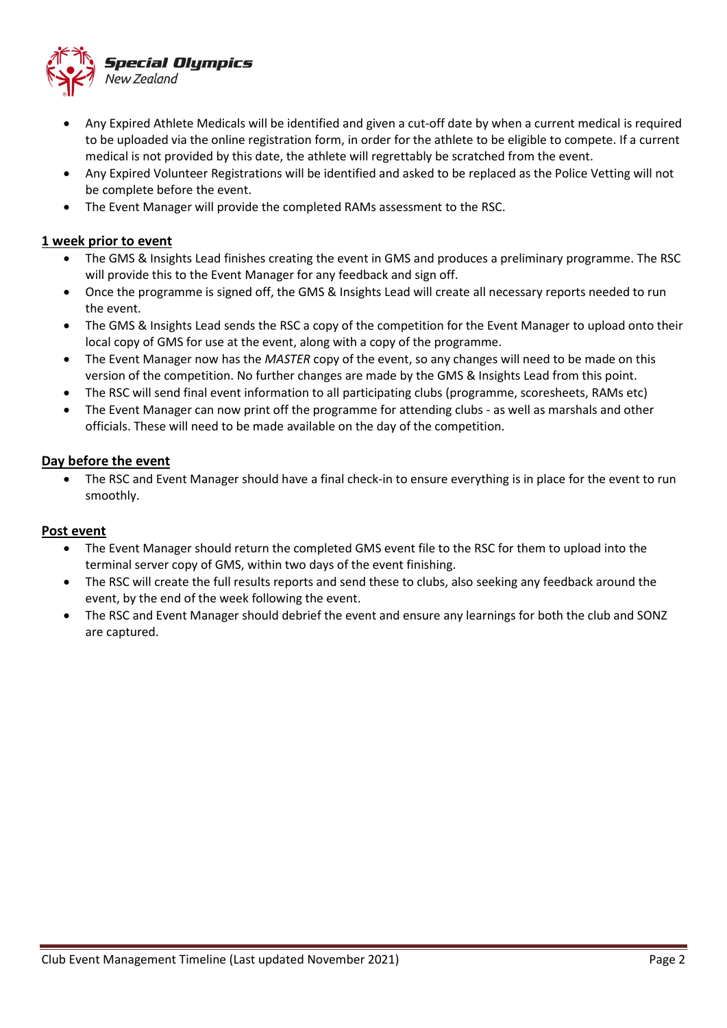- Any Expired Athlete Medicals will be identified and given a cut-off date by when a current medical is required to be uploaded via the online registration form, in order for the athlete to be eligible to compete. If a current medical is not provided by this date, the athlete will regrettably be scratched from the event.
- Any Expired Volunteer Registrations will be identified and asked to be replaced as the Police Vetting will not be complete before the event.
- The Event Manager will provide the completed RAMs assessment to the RSC.

**1 week prior to event**

- The GMS & Insights Lead finishes creating the event in GMS and produces a preliminary programme. The RSC will provide this to the Event Manager for any feedback and sign off.
- Once the programme is signed off, the GMS & Insights Lead will create all necessary reports needed to run the event.
- The GMS & Insights Lead sends the RSC a copy of the competition for the Event Manager to upload onto their local copy of GMS for use at the event, along with a copy of the programme.
- The Event Manager now has the *MASTER* copy of the event, so any changes will need to be made on this version of the competition. No further changes are made by the GMS & Insights Lead from this point.
- The RSC will send final event information to all participating clubs (programme, scoresheets, RAMs etc)
- The Event Manager can now print off the programme for attending clubs - as well as marshals and other officials. These will need to be made available on the day of the competition.

**Day before the event**

- The RSC and Event Manager should have a final check-in to ensure everything is in place for the event to run smoothly.

**Post event**

- The Event Manager should return the completed GMS event file to the RSC for them to upload into the terminal server copy of GMS, within two days of the event finishing.
- The RSC will create the full results reports and send these to clubs, also seeking any feedback around the event, by the end of the week following the event.
- The RSC and Event Manager should debrief the event and ensure any learnings for both the club and SONZ are captured.